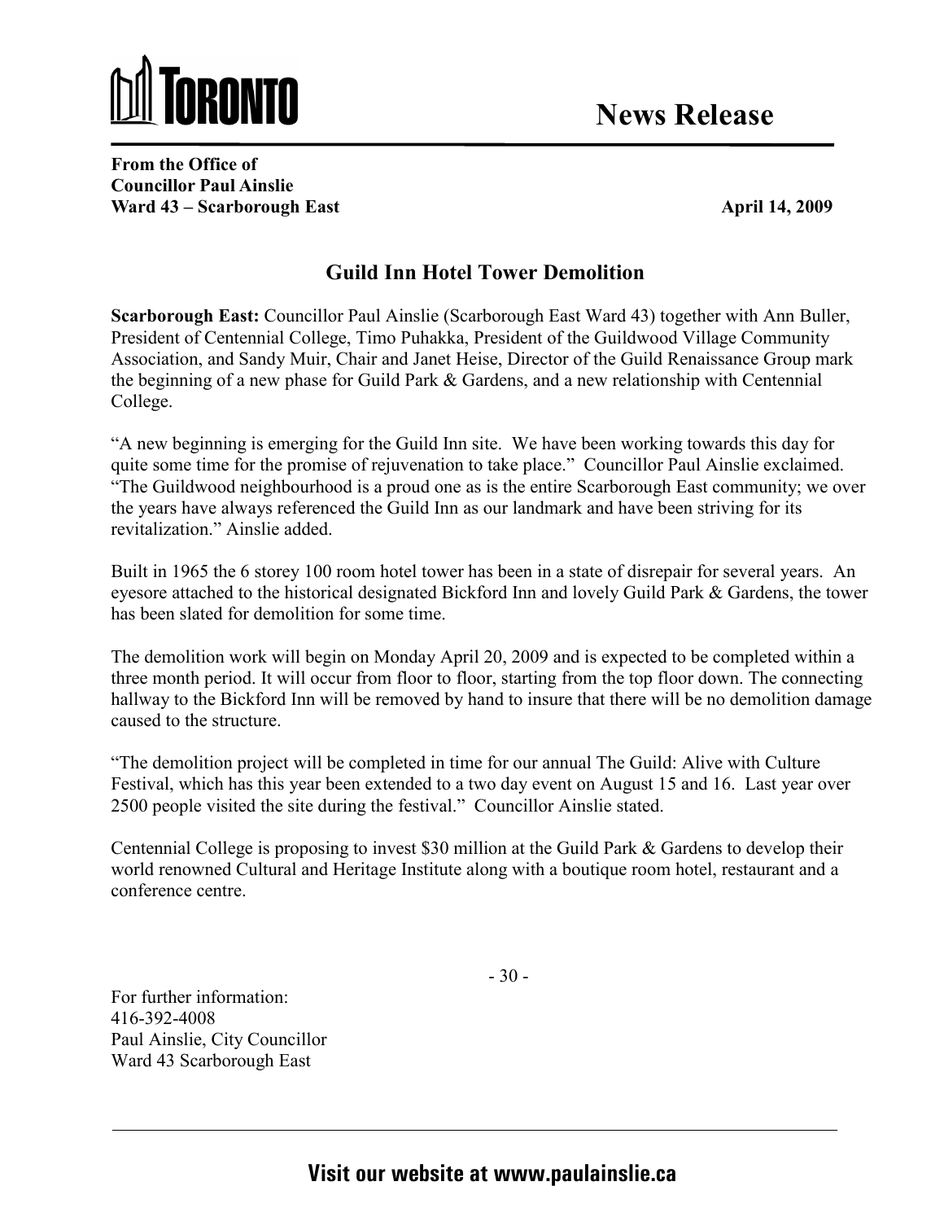# TORONTO

## News Release

**From the Office of**
**Councillor Paul Ainslie**
**Ward 43 – Scarborough East** **April 14, 2009**

## Guild Inn Hotel Tower Demolition

**Scarborough East:** Councillor Paul Ainslie (Scarborough East Ward 43) together with Ann Buller, President of Centennial College, Timo Puhakka, President of the Guildwood Village Community Association, and Sandy Muir, Chair and Janet Heise, Director of the Guild Renaissance Group mark the beginning of a new phase for Guild Park & Gardens, and a new relationship with Centennial College.

"A new beginning is emerging for the Guild Inn site. We have been working towards this day for quite some time for the promise of rejuvenation to take place." Councillor Paul Ainslie exclaimed. "The Guildwood neighbourhood is a proud one as is the entire Scarborough East community; we over the years have always referenced the Guild Inn as our landmark and have been striving for its revitalization." Ainslie added.

Built in 1965 the 6 storey 100 room hotel tower has been in a state of disrepair for several years. An eyesore attached to the historical designated Bickford Inn and lovely Guild Park & Gardens, the tower has been slated for demolition for some time.

The demolition work will begin on Monday April 20, 2009 and is expected to be completed within a three month period. It will occur from floor to floor, starting from the top floor down. The connecting hallway to the Bickford Inn will be removed by hand to insure that there will be no demolition damage caused to the structure.

"The demolition project will be completed in time for our annual The Guild: Alive with Culture Festival, which has this year been extended to a two day event on August 15 and 16. Last year over 2500 people visited the site during the festival." Councillor Ainslie stated.

Centennial College is proposing to invest $30 million at the Guild Park & Gardens to develop their world renowned Cultural and Heritage Institute along with a boutique room hotel, restaurant and a conference centre.

- 30 -

For further information:
416-392-4008
Paul Ainslie, City Councillor
Ward 43 Scarborough East

**Visit our website at www.paulainslie.ca**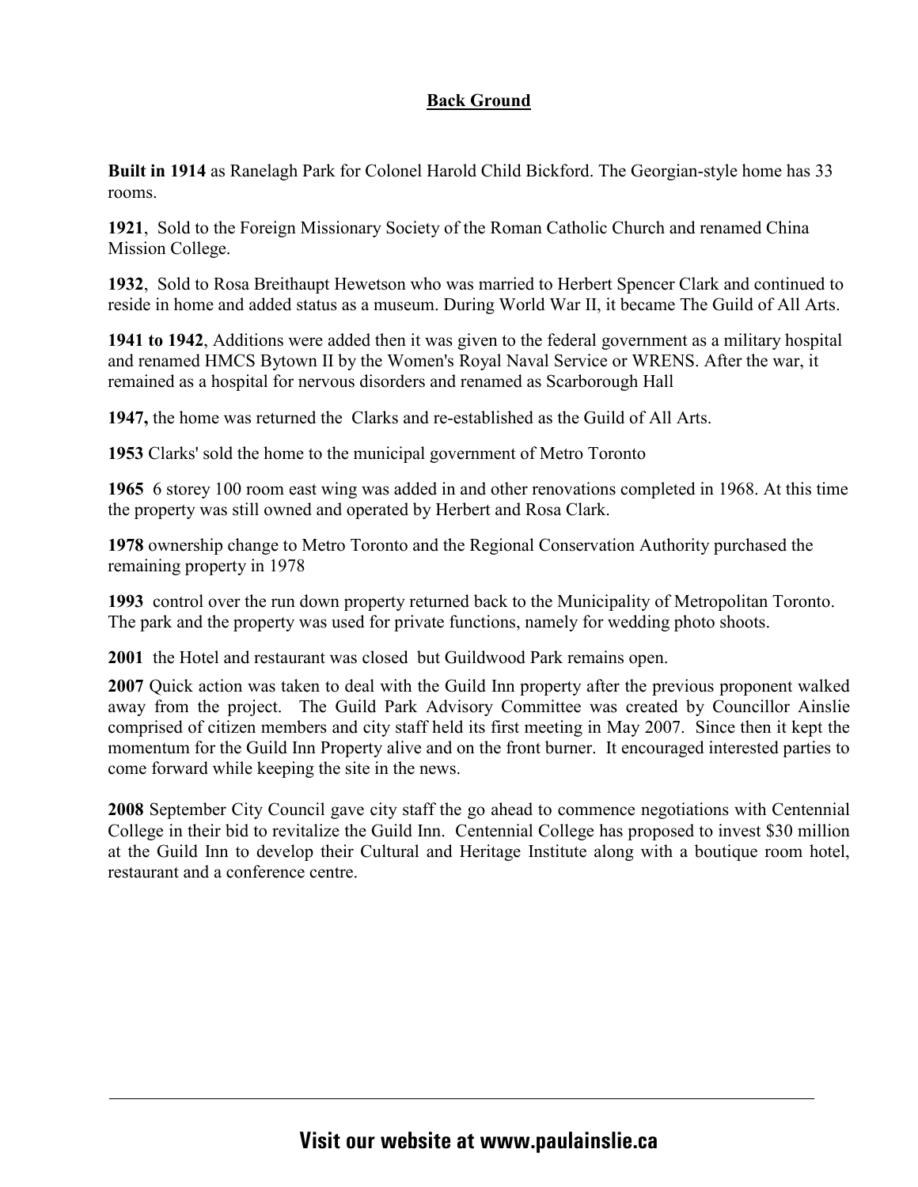## Back Ground

**Built in 1914** as Ranelagh Park for Colonel Harold Child Bickford. The Georgian-style home has 33 rooms.

**1921**, Sold to the Foreign Missionary Society of the Roman Catholic Church and renamed China Mission College.

**1932**, Sold to Rosa Breithaupt Hewetson who was married to Herbert Spencer Clark and continued to reside in home and added status as a museum. During World War II, it became The Guild of All Arts.

**1941 to 1942**, Additions were added then it was given to the federal government as a military hospital and renamed HMCS Bytown II by the Women's Royal Naval Service or WRENS. After the war, it remained as a hospital for nervous disorders and renamed as Scarborough Hall

**1947,** the home was returned the Clarks and re-established as the Guild of All Arts.

**1953** Clarks' sold the home to the municipal government of Metro Toronto

**1965** 6 storey 100 room east wing was added in and other renovations completed in 1968. At this time the property was still owned and operated by Herbert and Rosa Clark.

**1978** ownership change to Metro Toronto and the Regional Conservation Authority purchased the remaining property in 1978

**1993** control over the run down property returned back to the Municipality of Metropolitan Toronto. The park and the property was used for private functions, namely for wedding photo shoots.

**2001** the Hotel and restaurant was closed but Guildwood Park remains open.

**2007** Quick action was taken to deal with the Guild Inn property after the previous proponent walked away from the project. The Guild Park Advisory Committee was created by Councillor Ainslie comprised of citizen members and city staff held its first meeting in May 2007. Since then it kept the momentum for the Guild Inn Property alive and on the front burner. It encouraged interested parties to come forward while keeping the site in the news.

**2008** September City Council gave city staff the go ahead to commence negotiations with Centennial College in their bid to revitalize the Guild Inn. Centennial College has proposed to invest $30 million at the Guild Inn to develop their Cultural and Heritage Institute along with a boutique room hotel, restaurant and a conference centre.

**Visit our website at www.paulainslie.ca**